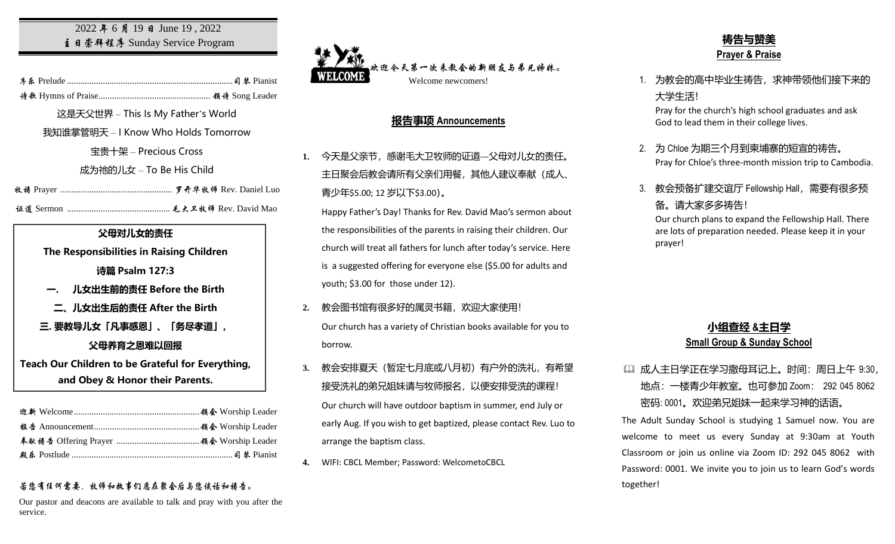2022 年 6 月 19 日 June 19 , 2022

主日崇拜程序 Sunday Service Program

序乐 Prelude ........................................................................... 司琴 Pianist

诗歌 Hymns of Praise.................................................. 领诗 Song Leader

这是天父世界 – This Is My Father's World

我知谁掌管明天 – I Know Who Holds Tomorrow

宝贵十架 – Precious Cross

成为祂的儿女 – To Be His Child

牧祷 Prayer .................................................. 罗乔华牧师 Rev. Daniel Luo

证道 Sermon .............................................. 毛大卫牧师 Rev. David Mao

**父母对儿女的责任**

**The Responsibilities in Raising Children**

**诗篇 Psalm 127:3**

**一. 儿女出生前的责任 Before the Birth**

**二、儿女出生后的责任 After the Birth**

**三. 要教导儿女「凡事感恩」、「务尽孝道」，父母养育之恩难以回报**

**Teach Our Children to be Grateful for Everything, and Obey & Honor their Parents.**

迎新 Welcome........................................................ 领会 Worship Leader

报告 Announcement............................................... 领会 Worship Leader

奉献祷告 Offering Prayer ..................................... 领会 Worship Leader

殿乐 Postlude ......................................................................... 司琴 Pianist

若您有任何需要，牧师和执事们愿在聚会后与您谈话和祷告。

Our pastor and deacons are available to talk and pray with you after the service.

WELCOME 欢迎今天第一次来教会的新朋友与弟兄姊妹。

Welcome newcomers!

## 报告事项 Announcements

1. 今天是父亲节，感谢毛大卫牧师的证道---父母对儿女的责任。主日聚会后教会请所有父亲们用餐，其他人建议奉献（成人、青少年$5.00; 12 岁以下$3.00）。

   Happy Father's Day! Thanks for Rev. David Mao's sermon about the responsibilities of the parents in raising their children. Our church will treat all fathers for lunch after today's service. Here is a suggested offering for everyone else ($5.00 for adults and youth; $3.00 for those under 12).

2. 教会图书馆有很多好的属灵书籍，欢迎大家使用!

   Our church has a variety of Christian books available for you to borrow.

3. 教会安排夏天（暂定七月底或八月初）有户外的洗礼，有希望接受洗礼的弟兄姐妹请与牧师报名，以便安排受洗的课程!

   Our church will have outdoor baptism in summer, end July or early Aug. If you wish to get baptized, please contact Rev. Luo to arrange the baptism class.

4. WIFI: CBCL Member; Password: WelcometoCBCL

## 祷告与赞美
## Prayer & Praise

1. 为教会的高中毕业生祷告，求神带领他们接下来的大学生活!

   Pray for the church's high school graduates and ask God to lead them in their college lives.

2. 为 Chloe 为期三个月到柬埔寨的短宣的祷告。

   Pray for Chloe's three-month mission trip to Cambodia.

3. 教会预备扩建交谊厅 Fellowship Hall，需要有很多预备。请大家多多祷告!

   Our church plans to expand the Fellowship Hall. There are lots of preparation needed. Please keep it in your prayer!

## 小组查经 &主日学
## Small Group & Sunday School

📖 成人主日学正在学习撒母耳记上。时间：周日上午 9:30，地点：一楼青少年教室。也可参加 Zoom： 292 045 8062 密码: 0001。欢迎弟兄姐妹一起来学习神的话语。

The Adult Sunday School is studying 1 Samuel now. You are welcome to meet us every Sunday at 9:30am at Youth Classroom or join us online via Zoom ID: 292 045 8062 with Password: 0001. We invite you to join us to learn God's words together!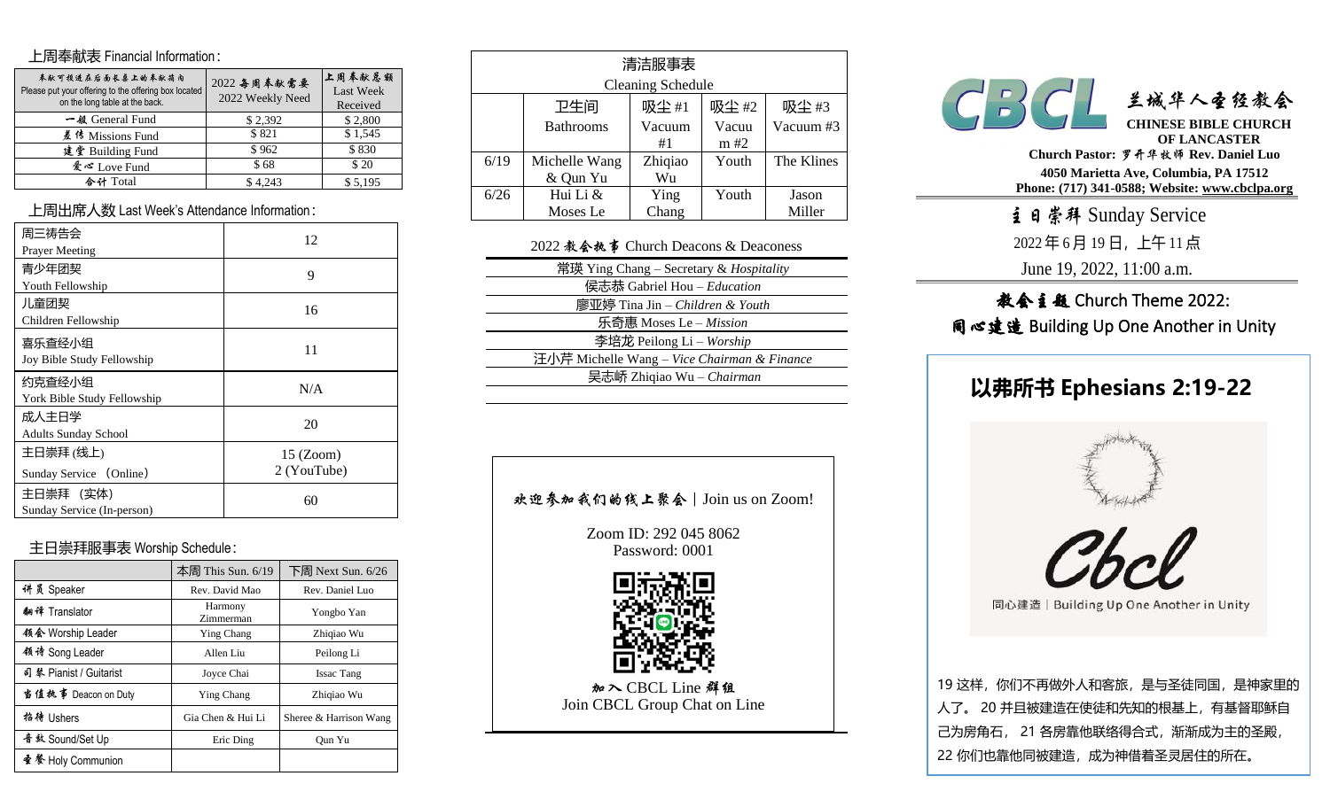## 上周奉献表 Financial Information：

| 奉献可投进存后面长桌上的奉献箱内 Please put your offering to the offering box located on the long table at the back. | 2022 每周奉献需要 2022 Weekly Need | 上周奉献总额 Last Week Received |
|---|---|---|
| 一般 General Fund | $ 2,392 | $ 2,800 |
| 差传 Missions Fund | $ 821 | $ 1,545 |
| 建堂 Building Fund | $ 962 | $ 830 |
| 爱心 Love Fund | $ 68 | $ 20 |
| 合计 Total | $ 4,243 | $ 5,195 |

## 上周出席人数 Last Week's Attendance Information：

| | |
|---|---|
| 周三祷告会 Prayer Meeting | 12 |
| 青少年团契 Youth Fellowship | 9 |
| 儿童团契 Children Fellowship | 16 |
| 喜乐查经小组 Joy Bible Study Fellowship | 11 |
| 约克查经小组 York Bible Study Fellowship | N/A |
| 成人主日学 Adults Sunday School | 20 |
| 主日崇拜 (线上) Sunday Service （Online） | 15 (Zoom) 2 (YouTube) |
| 主日崇拜 （实体） Sunday Service (In-person) | 60 |

## 主日崇拜服事表 Worship Schedule：

| | 本周 This Sun. 6/19 | 下周 Next Sun. 6/26 |
|---|---|---|
| 讲员 Speaker | Rev. David Mao | Rev. Daniel Luo |
| 翻译 Translator | Harmony Zimmerman | Yongbo Yan |
| 领会 Worship Leader | Ying Chang | Zhiqiao Wu |
| 领诗 Song Leader | Allen Liu | Peilong Li |
| 司琴 Pianist / Guitarist | Joyce Chai | Issac Tang |
| 当值执事 Deacon on Duty | Ying Chang | Zhiqiao Wu |
| 招待 Ushers | Gia Chen & Hui Li | Sheree & Harrison Wang |
| 音效 Sound/Set Up | Eric Ding | Qun Yu |
| 圣餐 Holy Communion | | |

## 清洁服事表 Cleaning Schedule

| | 卫生间 Bathrooms | 吸尘 #1 Vacuum #1 | 吸尘 #2 Vacuum #2 | 吸尘 #3 Vacuum #3 |
|---|---|---|---|---|
| 6/19 | Michelle Wang & Qun Yu | Zhiqiao Wu | Youth | The Klines |
| 6/26 | Hui Li & Moses Le | Ying Chang | Youth | Jason Miller |

## 2022 教会执事 Church Deacons & Deaconess

常瑛 Ying Chang – Secretary & *Hospitality*
侯志恭 Gabriel Hou – *Education*
廖亚婷 Tina Jin – *Children & Youth*
乐奇惠 Moses Le – *Mission*
李培龙 Peilong Li – *Worship*
汪小芹 Michelle Wang – *Vice Chairman & Finance*
吴志峤 Zhiqiao Wu – *Chairman*

欢迎参加我们的线上聚会｜Join us on Zoom!

Zoom ID: 292 045 8062
Password: 0001

加入 CBCL Line 群组
Join CBCL Group Chat on Line

# 兰城华人圣经教会
**CHINESE BIBLE CHURCH OF LANCASTER**

**Church Pastor: 罗丹华牧师 Rev. Daniel Luo**
**4050 Marietta Ave, Columbia, PA 17512**
**Phone: (717) 341-0588; Website: www.cbclpa.org**

## 主日崇拜 Sunday Service
2022 年 6 月 19 日，上午 11 点
June 19, 2022, 11:00 a.m.

## 教会主题 Church Theme 2022:
## 同心建造 Building Up One Another in Unity

## 以弗所书 Ephesians 2:19-22

Cbcl
同心建造｜Building Up One Another in Unity

19 这样，你们不再做外人和客旅，是与圣徒同国，是神家里的人了。 20 并且被建造在使徒和先知的根基上，有基督耶稣自己为房角石， 21 各房靠他联络得合式，渐渐成为主的圣殿， 22 你们也靠他同被建造，成为神借着圣灵居住的所在。